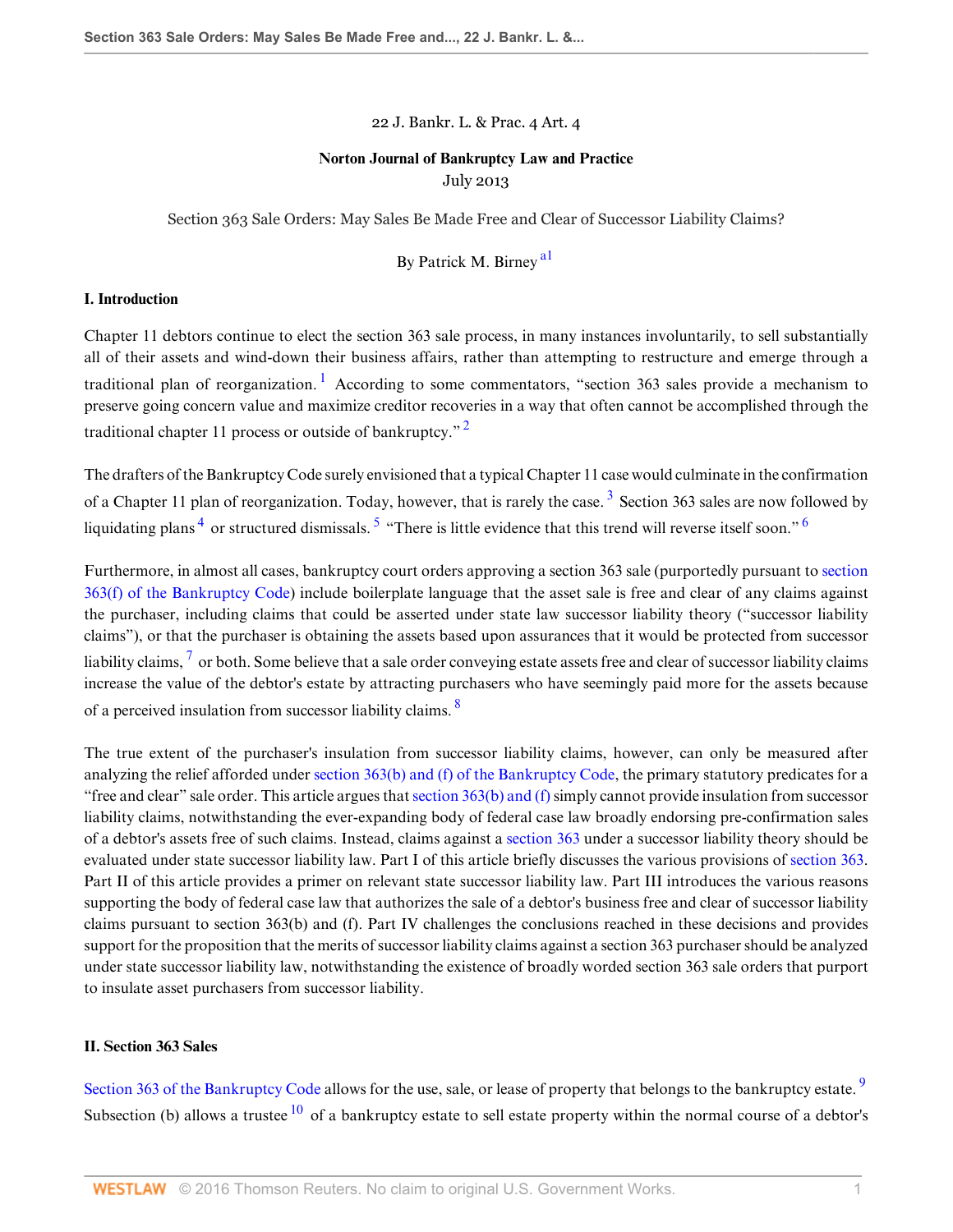22 J. Bankr. L. & Prac. 4 Art. 4

**Norton Journal of Bankruptcy Law and Practice**
July 2013

Section 363 Sale Orders: May Sales Be Made Free and Clear of Successor Liability Claims?

By Patrick M. Birney [a1]

### I. Introduction

Chapter 11 debtors continue to elect the section 363 sale process, in many instances involuntarily, to sell substantially all of their assets and wind-down their business affairs, rather than attempting to restructure and emerge through a traditional plan of reorganization. [1] According to some commentators, "section 363 sales provide a mechanism to preserve going concern value and maximize creditor recoveries in a way that often cannot be accomplished through the traditional chapter 11 process or outside of bankruptcy." [2]

The drafters of the Bankruptcy Code surely envisioned that a typical Chapter 11 case would culminate in the confirmation of a Chapter 11 plan of reorganization. Today, however, that is rarely the case. [3] Section 363 sales are now followed by liquidating plans [4] or structured dismissals. [5] "There is little evidence that this trend will reverse itself soon." [6]

Furthermore, in almost all cases, bankruptcy court orders approving a section 363 sale (purportedly pursuant to section 363(f) of the Bankruptcy Code) include boilerplate language that the asset sale is free and clear of any claims against the purchaser, including claims that could be asserted under state law successor liability theory ("successor liability claims"), or that the purchaser is obtaining the assets based upon assurances that it would be protected from successor liability claims, [7] or both. Some believe that a sale order conveying estate assets free and clear of successor liability claims increase the value of the debtor's estate by attracting purchasers who have seemingly paid more for the assets because of a perceived insulation from successor liability claims. [8]

The true extent of the purchaser's insulation from successor liability claims, however, can only be measured after analyzing the relief afforded under section 363(b) and (f) of the Bankruptcy Code, the primary statutory predicates for a "free and clear" sale order. This article argues that section 363(b) and (f) simply cannot provide insulation from successor liability claims, notwithstanding the ever-expanding body of federal case law broadly endorsing pre-confirmation sales of a debtor's assets free of such claims. Instead, claims against a section 363 under a successor liability theory should be evaluated under state successor liability law. Part I of this article briefly discusses the various provisions of section 363. Part II of this article provides a primer on relevant state successor liability law. Part III introduces the various reasons supporting the body of federal case law that authorizes the sale of a debtor's business free and clear of successor liability claims pursuant to section 363(b) and (f). Part IV challenges the conclusions reached in these decisions and provides support for the proposition that the merits of successor liability claims against a section 363 purchaser should be analyzed under state successor liability law, notwithstanding the existence of broadly worded section 363 sale orders that purport to insulate asset purchasers from successor liability.

### II. Section 363 Sales

Section 363 of the Bankruptcy Code allows for the use, sale, or lease of property that belongs to the bankruptcy estate. [9] Subsection (b) allows a trustee [10] of a bankruptcy estate to sell estate property within the normal course of a debtor's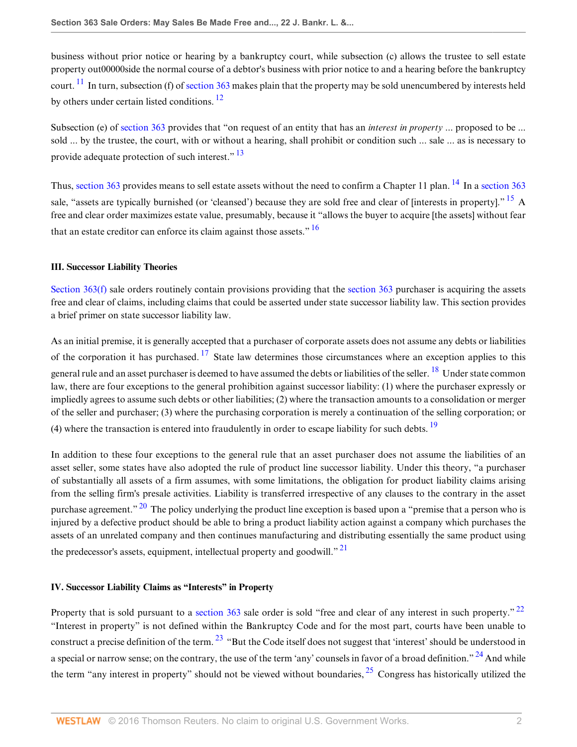business without prior notice or hearing by a bankruptcy court, while subsection (c) allows the trustee to sell estate property out00000side the normal course of a debtor's business with prior notice to and a hearing before the bankruptcy court.[11] In turn, subsection (f) of section 363 makes plain that the property may be sold unencumbered by interests held by others under certain listed conditions.[12]

Subsection (e) of section 363 provides that "on request of an entity that has an *interest in property* ... proposed to be ... sold ... by the trustee, the court, with or without a hearing, shall prohibit or condition such ... sale ... as is necessary to provide adequate protection of such interest."[13]

Thus, section 363 provides means to sell estate assets without the need to confirm a Chapter 11 plan.[14] In a section 363 sale, "assets are typically burnished (or 'cleansed') because they are sold free and clear of [interests in property]."[15] A free and clear order maximizes estate value, presumably, because it "allows the buyer to acquire [the assets] without fear that an estate creditor can enforce its claim against those assets."[16]

### III. Successor Liability Theories

Section 363(f) sale orders routinely contain provisions providing that the section 363 purchaser is acquiring the assets free and clear of claims, including claims that could be asserted under state successor liability law. This section provides a brief primer on state successor liability law.

As an initial premise, it is generally accepted that a purchaser of corporate assets does not assume any debts or liabilities of the corporation it has purchased.[17] State law determines those circumstances where an exception applies to this general rule and an asset purchaser is deemed to have assumed the debts or liabilities of the seller.[18] Under state common law, there are four exceptions to the general prohibition against successor liability: (1) where the purchaser expressly or impliedly agrees to assume such debts or other liabilities; (2) where the transaction amounts to a consolidation or merger of the seller and purchaser; (3) where the purchasing corporation is merely a continuation of the selling corporation; or (4) where the transaction is entered into fraudulently in order to escape liability for such debts.[19]

In addition to these four exceptions to the general rule that an asset purchaser does not assume the liabilities of an asset seller, some states have also adopted the rule of product line successor liability. Under this theory, "a purchaser of substantially all assets of a firm assumes, with some limitations, the obligation for product liability claims arising from the selling firm's presale activities. Liability is transferred irrespective of any clauses to the contrary in the asset purchase agreement."[20] The policy underlying the product line exception is based upon a "premise that a person who is injured by a defective product should be able to bring a product liability action against a company which purchases the assets of an unrelated company and then continues manufacturing and distributing essentially the same product using the predecessor's assets, equipment, intellectual property and goodwill."[21]

### IV. Successor Liability Claims as "Interests" in Property

Property that is sold pursuant to a section 363 sale order is sold "free and clear of any interest in such property."[22] "Interest in property" is not defined within the Bankruptcy Code and for the most part, courts have been unable to construct a precise definition of the term.[23] "But the Code itself does not suggest that 'interest' should be understood in a special or narrow sense; on the contrary, the use of the term 'any' counsels in favor of a broad definition."[24] And while the term "any interest in property" should not be viewed without boundaries,[25] Congress has historically utilized the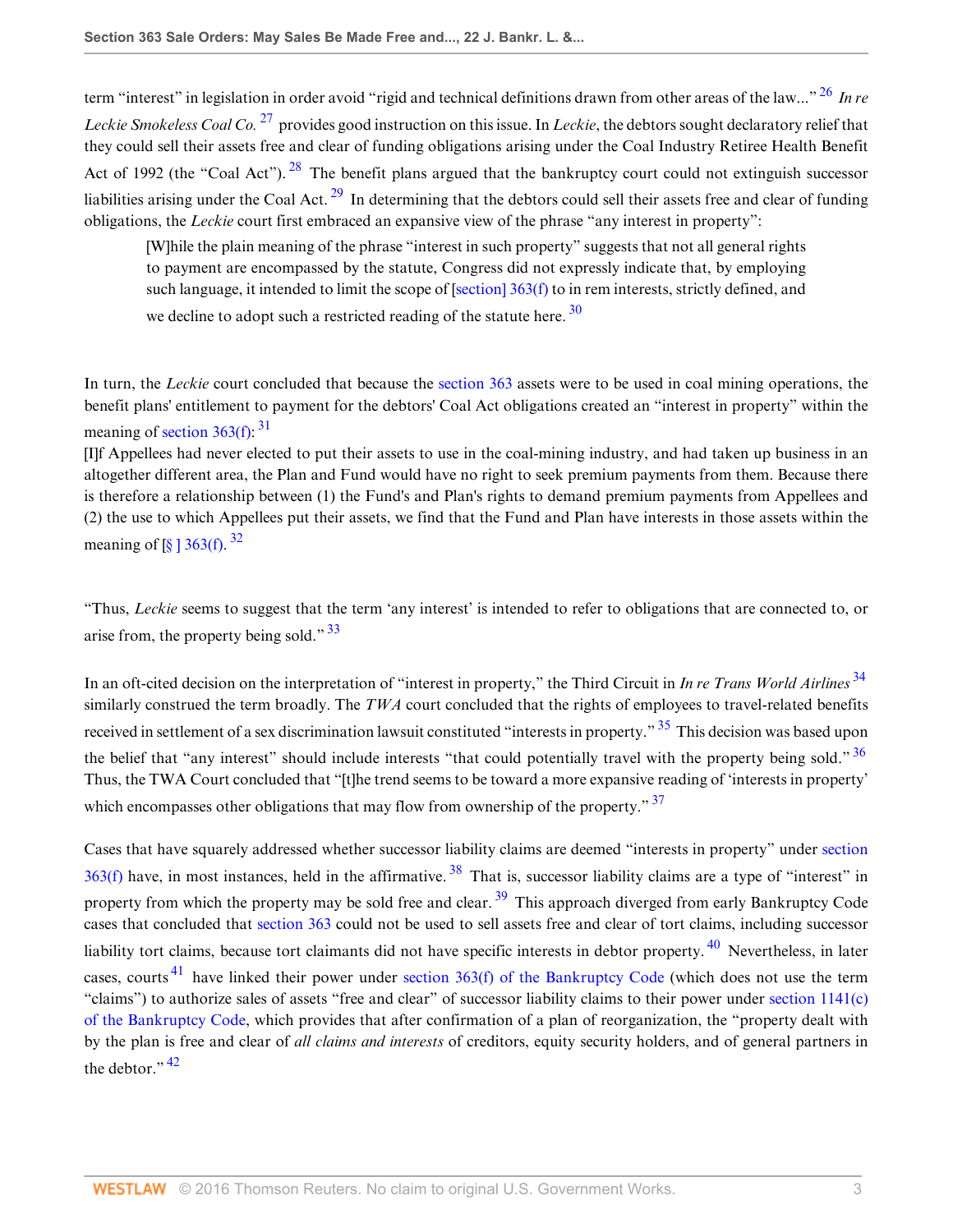term "interest" in legislation in order avoid "rigid and technical definitions drawn from other areas of the law..." [26] *In re Leckie Smokeless Coal Co.* [27] provides good instruction on this issue. In *Leckie*, the debtors sought declaratory relief that they could sell their assets free and clear of funding obligations arising under the Coal Industry Retiree Health Benefit Act of 1992 (the "Coal Act"). [28] The benefit plans argued that the bankruptcy court could not extinguish successor liabilities arising under the Coal Act. [29] In determining that the debtors could sell their assets free and clear of funding obligations, the *Leckie* court first embraced an expansive view of the phrase "any interest in property":

> [W]hile the plain meaning of the phrase "interest in such property" suggests that not all general rights to payment are encompassed by the statute, Congress did not expressly indicate that, by employing such language, it intended to limit the scope of [section] 363(f) to in rem interests, strictly defined, and we decline to adopt such a restricted reading of the statute here. [30]

In turn, the *Leckie* court concluded that because the section 363 assets were to be used in coal mining operations, the benefit plans' entitlement to payment for the debtors' Coal Act obligations created an "interest in property" within the meaning of section 363(f): [31]

[I]f Appellees had never elected to put their assets to use in the coal-mining industry, and had taken up business in an altogether different area, the Plan and Fund would have no right to seek premium payments from them. Because there is therefore a relationship between (1) the Fund's and Plan's rights to demand premium payments from Appellees and (2) the use to which Appellees put their assets, we find that the Fund and Plan have interests in those assets within the meaning of [§ ] 363(f). [32]

"Thus, *Leckie* seems to suggest that the term 'any interest' is intended to refer to obligations that are connected to, or arise from, the property being sold." [33]

In an oft-cited decision on the interpretation of "interest in property," the Third Circuit in *In re Trans World Airlines* [34] similarly construed the term broadly. The *TWA* court concluded that the rights of employees to travel-related benefits received in settlement of a sex discrimination lawsuit constituted "interests in property." [35] This decision was based upon the belief that "any interest" should include interests "that could potentially travel with the property being sold." [36] Thus, the TWA Court concluded that "[t]he trend seems to be toward a more expansive reading of 'interests in property' which encompasses other obligations that may flow from ownership of the property." [37]

Cases that have squarely addressed whether successor liability claims are deemed "interests in property" under section 363(f) have, in most instances, held in the affirmative. [38] That is, successor liability claims are a type of "interest" in property from which the property may be sold free and clear. [39] This approach diverged from early Bankruptcy Code cases that concluded that section 363 could not be used to sell assets free and clear of tort claims, including successor liability tort claims, because tort claimants did not have specific interests in debtor property. [40] Nevertheless, in later cases, courts [41] have linked their power under section 363(f) of the Bankruptcy Code (which does not use the term "claims") to authorize sales of assets "free and clear" of successor liability claims to their power under section 1141(c) of the Bankruptcy Code, which provides that after confirmation of a plan of reorganization, the "property dealt with by the plan is free and clear of *all claims and interests* of creditors, equity security holders, and of general partners in the debtor." [42]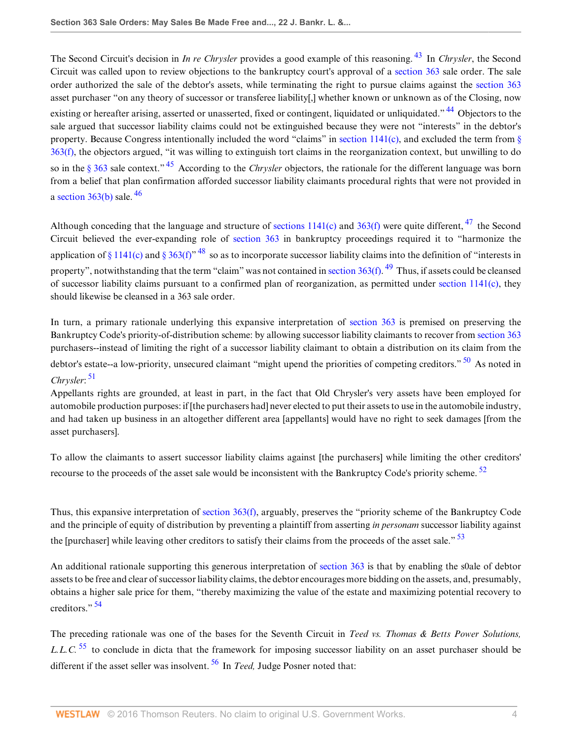The Second Circuit's decision in *In re Chrysler* provides a good example of this reasoning. [43] In *Chrysler*, the Second Circuit was called upon to review objections to the bankruptcy court's approval of a section 363 sale order. The sale order authorized the sale of the debtor's assets, while terminating the right to pursue claims against the section 363 asset purchaser "on any theory of successor or transferee liability[,] whether known or unknown as of the Closing, now existing or hereafter arising, asserted or unasserted, fixed or contingent, liquidated or unliquidated." [44] Objectors to the sale argued that successor liability claims could not be extinguished because they were not "interests" in the debtor's property. Because Congress intentionally included the word "claims" in section 1141(c), and excluded the term from § 363(f), the objectors argued, "it was willing to extinguish tort claims in the reorganization context, but unwilling to do so in the § 363 sale context." [45] According to the *Chrysler* objectors, the rationale for the different language was born from a belief that plan confirmation afforded successor liability claimants procedural rights that were not provided in a section 363(b) sale. [46]

Although conceding that the language and structure of sections 1141(c) and 363(f) were quite different, [47] the Second Circuit believed the ever-expanding role of section 363 in bankruptcy proceedings required it to "harmonize the application of § 1141(c) and § 363(f)" [48] so as to incorporate successor liability claims into the definition of "interests in property", notwithstanding that the term "claim" was not contained in section 363(f). [49] Thus, if assets could be cleansed of successor liability claims pursuant to a confirmed plan of reorganization, as permitted under section 1141(c), they should likewise be cleansed in a 363 sale order.

In turn, a primary rationale underlying this expansive interpretation of section 363 is premised on preserving the Bankruptcy Code's priority-of-distribution scheme: by allowing successor liability claimants to recover from section 363 purchasers--instead of limiting the right of a successor liability claimant to obtain a distribution on its claim from the debtor's estate--a low-priority, unsecured claimant "might upend the priorities of competing creditors." [50] As noted in *Chrysler*: [51]

Appellants rights are grounded, at least in part, in the fact that Old Chrysler's very assets have been employed for automobile production purposes: if [the purchasers had] never elected to put their assets to use in the automobile industry, and had taken up business in an altogether different area [appellants] would have no right to seek damages [from the asset purchasers].

To allow the claimants to assert successor liability claims against [the purchasers] while limiting the other creditors' recourse to the proceeds of the asset sale would be inconsistent with the Bankruptcy Code's priority scheme. [52]

Thus, this expansive interpretation of section 363(f), arguably, preserves the "priority scheme of the Bankruptcy Code and the principle of equity of distribution by preventing a plaintiff from asserting *in personam* successor liability against the [purchaser] while leaving other creditors to satisfy their claims from the proceeds of the asset sale." [53]

An additional rationale supporting this generous interpretation of section 363 is that by enabling the s0ale of debtor assets to be free and clear of successor liability claims, the debtor encourages more bidding on the assets, and, presumably, obtains a higher sale price for them, "thereby maximizing the value of the estate and maximizing potential recovery to creditors." [54]

The preceding rationale was one of the bases for the Seventh Circuit in *Teed vs. Thomas & Betts Power Solutions, L.L.C.* [55] to conclude in dicta that the framework for imposing successor liability on an asset purchaser should be different if the asset seller was insolvent. [56] In *Teed,* Judge Posner noted that: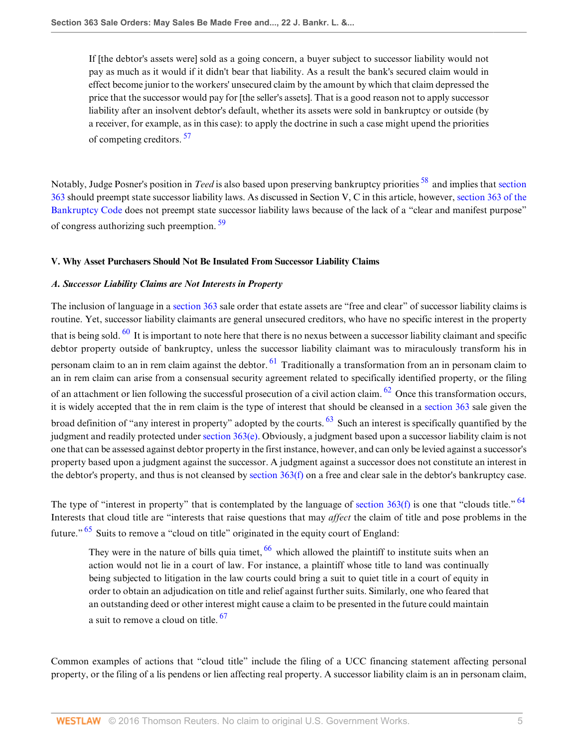> If [the debtor's assets were] sold as a going concern, a buyer subject to successor liability would not pay as much as it would if it didn't bear that liability. As a result the bank's secured claim would in effect become junior to the workers' unsecured claim by the amount by which that claim depressed the price that the successor would pay for [the seller's assets]. That is a good reason not to apply successor liability after an insolvent debtor's default, whether its assets were sold in bankruptcy or outside (by a receiver, for example, as in this case): to apply the doctrine in such a case might upend the priorities of competing creditors. [57]

Notably, Judge Posner's position in *Teed* is also based upon preserving bankruptcy priorities [58] and implies that section 363 should preempt state successor liability laws. As discussed in Section V, C in this article, however, section 363 of the Bankruptcy Code does not preempt state successor liability laws because of the lack of a "clear and manifest purpose" of congress authorizing such preemption. [59]

### V. Why Asset Purchasers Should Not Be Insulated From Successor Liability Claims

#### *A. Successor Liability Claims are Not Interests in Property*

The inclusion of language in a section 363 sale order that estate assets are "free and clear" of successor liability claims is routine. Yet, successor liability claimants are general unsecured creditors, who have no specific interest in the property that is being sold. [60] It is important to note here that there is no nexus between a successor liability claimant and specific debtor property outside of bankruptcy, unless the successor liability claimant was to miraculously transform his in personam claim to an in rem claim against the debtor. [61] Traditionally a transformation from an in personam claim to an in rem claim can arise from a consensual security agreement related to specifically identified property, or the filing of an attachment or lien following the successful prosecution of a civil action claim. [62] Once this transformation occurs, it is widely accepted that the in rem claim is the type of interest that should be cleansed in a section 363 sale given the broad definition of "any interest in property" adopted by the courts. [63] Such an interest is specifically quantified by the judgment and readily protected under section 363(e). Obviously, a judgment based upon a successor liability claim is not one that can be assessed against debtor property in the first instance, however, and can only be levied against a successor's property based upon a judgment against the successor. A judgment against a successor does not constitute an interest in the debtor's property, and thus is not cleansed by section 363(f) on a free and clear sale in the debtor's bankruptcy case.

The type of "interest in property" that is contemplated by the language of section 363(f) is one that "clouds title." [64] Interests that cloud title are "interests that raise questions that may *affect* the claim of title and pose problems in the future." [65] Suits to remove a "cloud on title" originated in the equity court of England:

> They were in the nature of bills quia timet, [66] which allowed the plaintiff to institute suits when an action would not lie in a court of law. For instance, a plaintiff whose title to land was continually being subjected to litigation in the law courts could bring a suit to quiet title in a court of equity in order to obtain an adjudication on title and relief against further suits. Similarly, one who feared that an outstanding deed or other interest might cause a claim to be presented in the future could maintain a suit to remove a cloud on title. [67]

Common examples of actions that "cloud title" include the filing of a UCC financing statement affecting personal property, or the filing of a lis pendens or lien affecting real property. A successor liability claim is an in personam claim,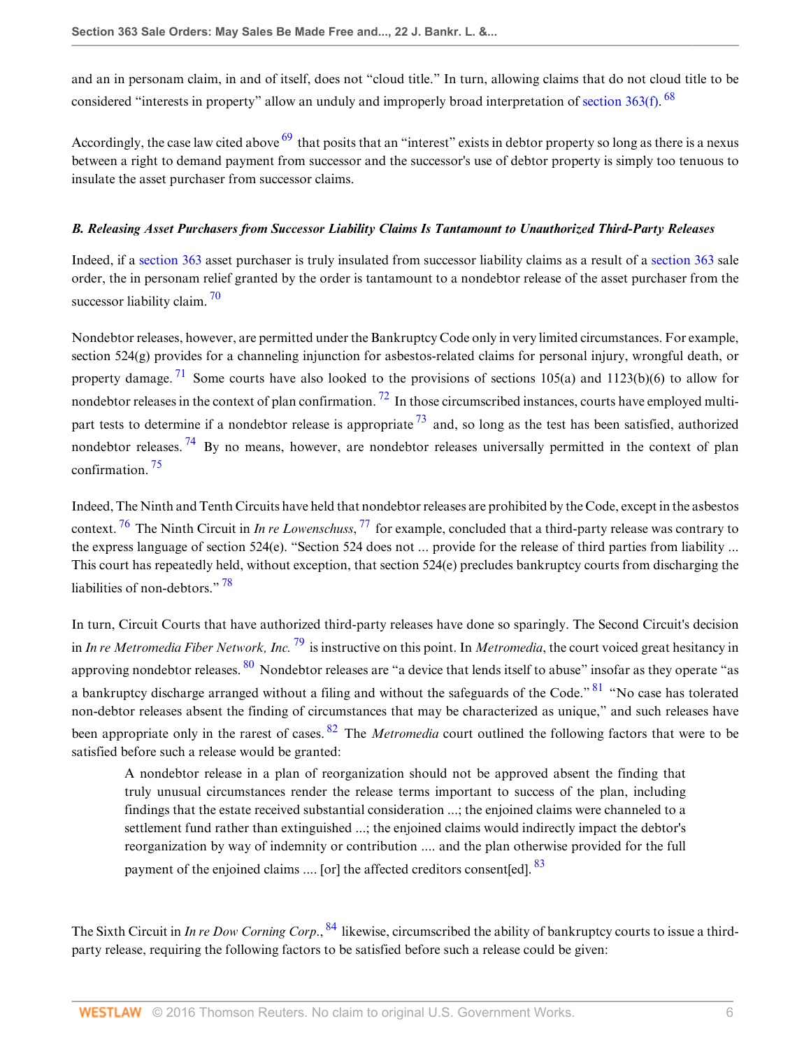and an in personam claim, in and of itself, does not "cloud title." In turn, allowing claims that do not cloud title to be considered "interests in property" allow an unduly and improperly broad interpretation of section 363(f). [68]

Accordingly, the case law cited above [69] that posits that an "interest" exists in debtor property so long as there is a nexus between a right to demand payment from successor and the successor's use of debtor property is simply too tenuous to insulate the asset purchaser from successor claims.

### *B. Releasing Asset Purchasers from Successor Liability Claims Is Tantamount to Unauthorized Third-Party Releases*

Indeed, if a section 363 asset purchaser is truly insulated from successor liability claims as a result of a section 363 sale order, the in personam relief granted by the order is tantamount to a nondebtor release of the asset purchaser from the successor liability claim. [70]

Nondebtor releases, however, are permitted under the Bankruptcy Code only in very limited circumstances. For example, section 524(g) provides for a channeling injunction for asbestos-related claims for personal injury, wrongful death, or property damage. [71] Some courts have also looked to the provisions of sections 105(a) and 1123(b)(6) to allow for nondebtor releases in the context of plan confirmation. [72] In those circumscribed instances, courts have employed multi-part tests to determine if a nondebtor release is appropriate [73] and, so long as the test has been satisfied, authorized nondebtor releases. [74] By no means, however, are nondebtor releases universally permitted in the context of plan confirmation. [75]

Indeed, The Ninth and Tenth Circuits have held that nondebtor releases are prohibited by the Code, except in the asbestos context. [76] The Ninth Circuit in *In re Lowenschuss*, [77] for example, concluded that a third-party release was contrary to the express language of section 524(e). "Section 524 does not ... provide for the release of third parties from liability ... This court has repeatedly held, without exception, that section 524(e) precludes bankruptcy courts from discharging the liabilities of non-debtors." [78]

In turn, Circuit Courts that have authorized third-party releases have done so sparingly. The Second Circuit's decision in *In re Metromedia Fiber Network, Inc.* [79] is instructive on this point. In *Metromedia*, the court voiced great hesitancy in approving nondebtor releases. [80] Nondebtor releases are "a device that lends itself to abuse" insofar as they operate "as a bankruptcy discharge arranged without a filing and without the safeguards of the Code." [81] "No case has tolerated non-debtor releases absent the finding of circumstances that may be characterized as unique," and such releases have been appropriate only in the rarest of cases. [82] The *Metromedia* court outlined the following factors that were to be satisfied before such a release would be granted:

> A nondebtor release in a plan of reorganization should not be approved absent the finding that truly unusual circumstances render the release terms important to success of the plan, including findings that the estate received substantial consideration ...; the enjoined claims were channeled to a settlement fund rather than extinguished ...; the enjoined claims would indirectly impact the debtor's reorganization by way of indemnity or contribution .... and the plan otherwise provided for the full payment of the enjoined claims .... [or] the affected creditors consent[ed]. [83]

The Sixth Circuit in *In re Dow Corning Corp.*, [84] likewise, circumscribed the ability of bankruptcy courts to issue a third-party release, requiring the following factors to be satisfied before such a release could be given: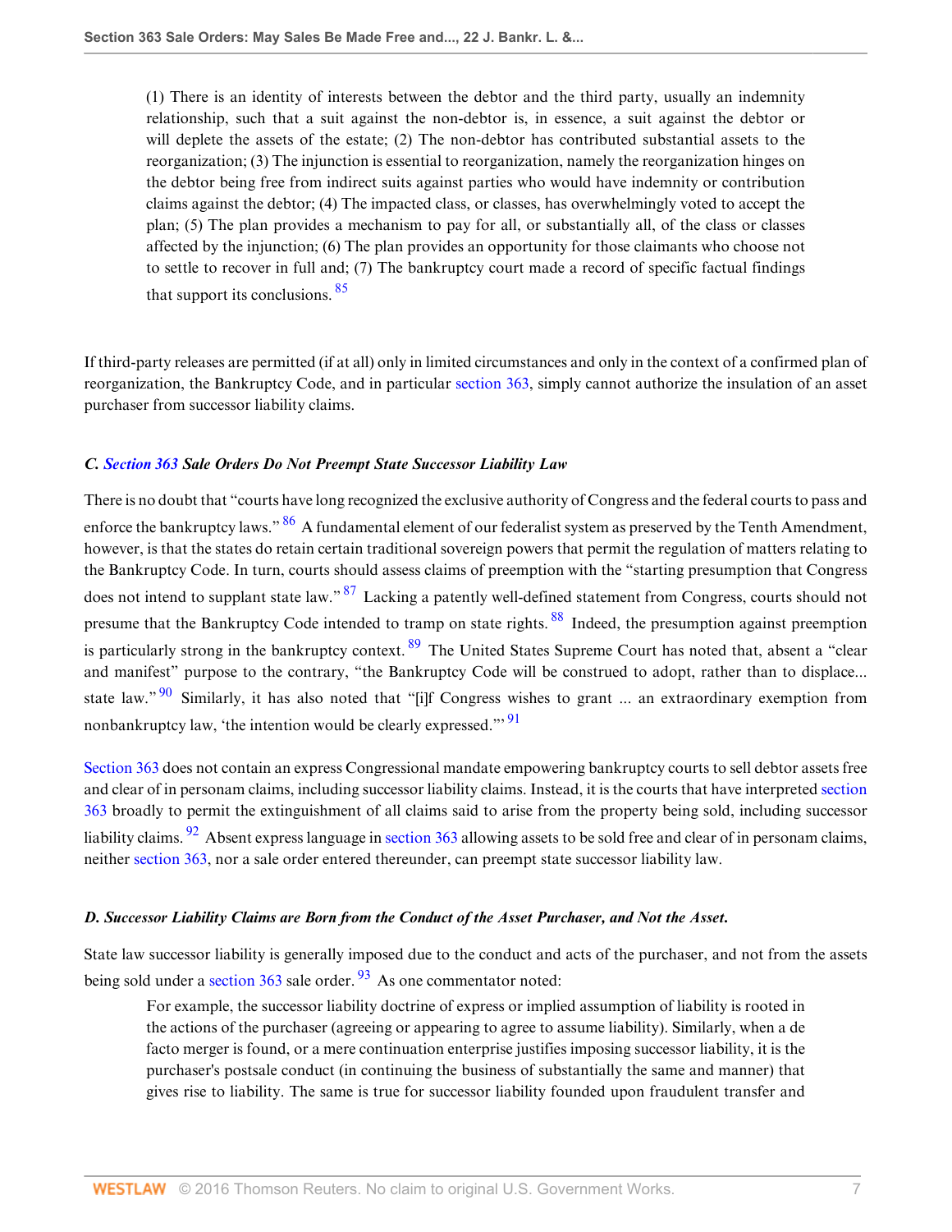> (1) There is an identity of interests between the debtor and the third party, usually an indemnity relationship, such that a suit against the non-debtor is, in essence, a suit against the debtor or will deplete the assets of the estate; (2) The non-debtor has contributed substantial assets to the reorganization; (3) The injunction is essential to reorganization, namely the reorganization hinges on the debtor being free from indirect suits against parties who would have indemnity or contribution claims against the debtor; (4) The impacted class, or classes, has overwhelmingly voted to accept the plan; (5) The plan provides a mechanism to pay for all, or substantially all, of the class or classes affected by the injunction; (6) The plan provides an opportunity for those claimants who choose not to settle to recover in full and; (7) The bankruptcy court made a record of specific factual findings that support its conclusions. [85]

If third-party releases are permitted (if at all) only in limited circumstances and only in the context of a confirmed plan of reorganization, the Bankruptcy Code, and in particular section 363, simply cannot authorize the insulation of an asset purchaser from successor liability claims.

### *C. Section 363 Sale Orders Do Not Preempt State Successor Liability Law*

There is no doubt that "courts have long recognized the exclusive authority of Congress and the federal courts to pass and enforce the bankruptcy laws." [86] A fundamental element of our federalist system as preserved by the Tenth Amendment, however, is that the states do retain certain traditional sovereign powers that permit the regulation of matters relating to the Bankruptcy Code. In turn, courts should assess claims of preemption with the "starting presumption that Congress does not intend to supplant state law." [87] Lacking a patently well-defined statement from Congress, courts should not presume that the Bankruptcy Code intended to tramp on state rights. [88] Indeed, the presumption against preemption is particularly strong in the bankruptcy context. [89] The United States Supreme Court has noted that, absent a "clear and manifest" purpose to the contrary, "the Bankruptcy Code will be construed to adopt, rather than to displace... state law." [90] Similarly, it has also noted that "[i]f Congress wishes to grant ... an extraordinary exemption from nonbankruptcy law, 'the intention would be clearly expressed.'" [91]

Section 363 does not contain an express Congressional mandate empowering bankruptcy courts to sell debtor assets free and clear of in personam claims, including successor liability claims. Instead, it is the courts that have interpreted section 363 broadly to permit the extinguishment of all claims said to arise from the property being sold, including successor liability claims. [92] Absent express language in section 363 allowing assets to be sold free and clear of in personam claims, neither section 363, nor a sale order entered thereunder, can preempt state successor liability law.

### *D. Successor Liability Claims are Born from the Conduct of the Asset Purchaser, and Not the Asset.*

State law successor liability is generally imposed due to the conduct and acts of the purchaser, and not from the assets being sold under a section 363 sale order. [93] As one commentator noted:

> For example, the successor liability doctrine of express or implied assumption of liability is rooted in the actions of the purchaser (agreeing or appearing to agree to assume liability). Similarly, when a de facto merger is found, or a mere continuation enterprise justifies imposing successor liability, it is the purchaser's postsale conduct (in continuing the business of substantially the same and manner) that gives rise to liability. The same is true for successor liability founded upon fraudulent transfer and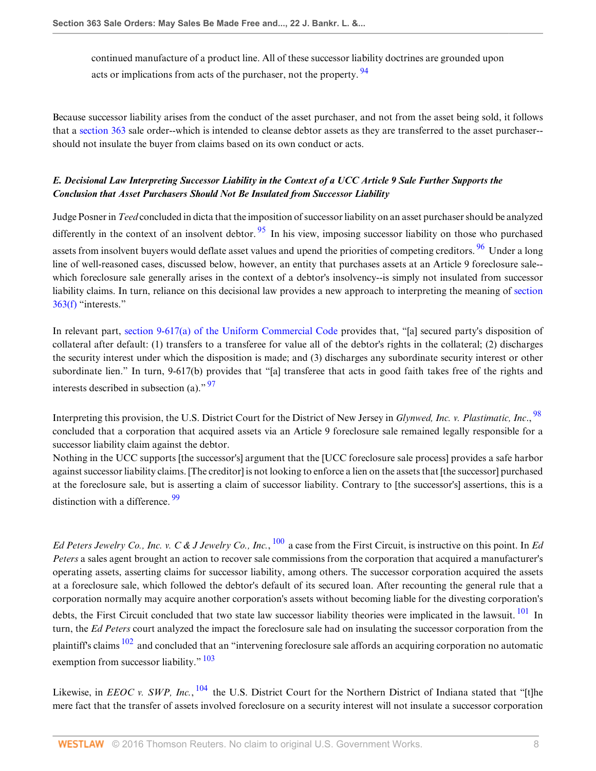continued manufacture of a product line. All of these successor liability doctrines are grounded upon acts or implications from acts of the purchaser, not the property. [94]

Because successor liability arises from the conduct of the asset purchaser, and not from the asset being sold, it follows that a section 363 sale order--which is intended to cleanse debtor assets as they are transferred to the asset purchaser--should not insulate the buyer from claims based on its own conduct or acts.

### *E. Decisional Law Interpreting Successor Liability in the Context of a UCC Article 9 Sale Further Supports the Conclusion that Asset Purchasers Should Not Be Insulated from Successor Liability*

Judge Posner in *Teed* concluded in dicta that the imposition of successor liability on an asset purchaser should be analyzed differently in the context of an insolvent debtor. [95] In his view, imposing successor liability on those who purchased assets from insolvent buyers would deflate asset values and upend the priorities of competing creditors. [96] Under a long line of well-reasoned cases, discussed below, however, an entity that purchases assets at an Article 9 foreclosure sale--which foreclosure sale generally arises in the context of a debtor's insolvency--is simply not insulated from successor liability claims. In turn, reliance on this decisional law provides a new approach to interpreting the meaning of section 363(f) "interests."

In relevant part, section 9-617(a) of the Uniform Commercial Code provides that, "[a] secured party's disposition of collateral after default: (1) transfers to a transferee for value all of the debtor's rights in the collateral; (2) discharges the security interest under which the disposition is made; and (3) discharges any subordinate security interest or other subordinate lien." In turn, 9-617(b) provides that "[a] transferee that acts in good faith takes free of the rights and interests described in subsection (a)." [97]

Interpreting this provision, the U.S. District Court for the District of New Jersey in *Glynwed, Inc. v. Plastimatic, Inc.*, [98] concluded that a corporation that acquired assets via an Article 9 foreclosure sale remained legally responsible for a successor liability claim against the debtor.

Nothing in the UCC supports [the successor's] argument that the [UCC foreclosure sale process] provides a safe harbor against successor liability claims. [The creditor] is not looking to enforce a lien on the assets that [the successor] purchased at the foreclosure sale, but is asserting a claim of successor liability. Contrary to [the successor's] assertions, this is a distinction with a difference. [99]

*Ed Peters Jewelry Co., Inc. v. C & J Jewelry Co., Inc.*, [100] a case from the First Circuit, is instructive on this point. In *Ed Peters* a sales agent brought an action to recover sale commissions from the corporation that acquired a manufacturer's operating assets, asserting claims for successor liability, among others. The successor corporation acquired the assets at a foreclosure sale, which followed the debtor's default of its secured loan. After recounting the general rule that a corporation normally may acquire another corporation's assets without becoming liable for the divesting corporation's debts, the First Circuit concluded that two state law successor liability theories were implicated in the lawsuit. [101] In turn, the *Ed Peters* court analyzed the impact the foreclosure sale had on insulating the successor corporation from the plaintiff's claims [102] and concluded that an "intervening foreclosure sale affords an acquiring corporation no automatic exemption from successor liability." [103]

Likewise, in *EEOC v. SWP, Inc.*, [104] the U.S. District Court for the Northern District of Indiana stated that "[t]he mere fact that the transfer of assets involved foreclosure on a security interest will not insulate a successor corporation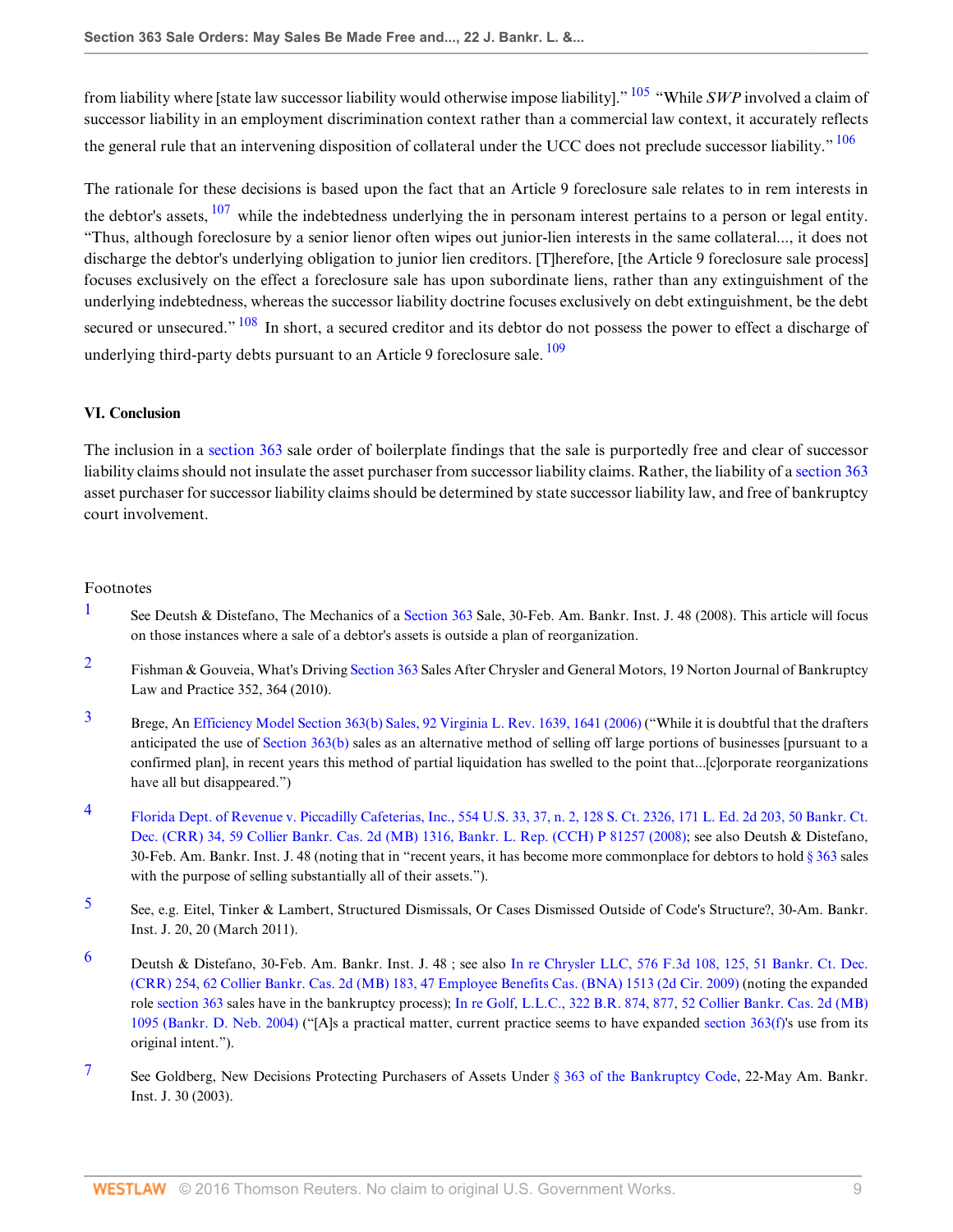from liability where [state law successor liability would otherwise impose liability]." [105] "While *SWP* involved a claim of successor liability in an employment discrimination context rather than a commercial law context, it accurately reflects the general rule that an intervening disposition of collateral under the UCC does not preclude successor liability." [106]

The rationale for these decisions is based upon the fact that an Article 9 foreclosure sale relates to in rem interests in the debtor's assets, [107] while the indebtedness underlying the in personam interest pertains to a person or legal entity. "Thus, although foreclosure by a senior lienor often wipes out junior-lien interests in the same collateral..., it does not discharge the debtor's underlying obligation to junior lien creditors. [T]herefore, [the Article 9 foreclosure sale process] focuses exclusively on the effect a foreclosure sale has upon subordinate liens, rather than any extinguishment of the underlying indebtedness, whereas the successor liability doctrine focuses exclusively on debt extinguishment, be the debt secured or unsecured." [108] In short, a secured creditor and its debtor do not possess the power to effect a discharge of underlying third-party debts pursuant to an Article 9 foreclosure sale. [109]

## VI. Conclusion

The inclusion in a section 363 sale order of boilerplate findings that the sale is purportedly free and clear of successor liability claims should not insulate the asset purchaser from successor liability claims. Rather, the liability of a section 363 asset purchaser for successor liability claims should be determined by state successor liability law, and free of bankruptcy court involvement.

Footnotes

1. See Deutsh & Distefano, The Mechanics of a Section 363 Sale, 30-Feb. Am. Bankr. Inst. J. 48 (2008). This article will focus on those instances where a sale of a debtor's assets is outside a plan of reorganization.

2. Fishman & Gouveia, What's Driving Section 363 Sales After Chrysler and General Motors, 19 Norton Journal of Bankruptcy Law and Practice 352, 364 (2010).

3. Brege, An Efficiency Model Section 363(b) Sales, 92 Virginia L. Rev. 1639, 1641 (2006) ("While it is doubtful that the drafters anticipated the use of Section 363(b) sales as an alternative method of selling off large portions of businesses [pursuant to a confirmed plan], in recent years this method of partial liquidation has swelled to the point that...[c]orporate reorganizations have all but disappeared.")

4. Florida Dept. of Revenue v. Piccadilly Cafeterias, Inc., 554 U.S. 33, 37, n. 2, 128 S. Ct. 2326, 171 L. Ed. 2d 203, 50 Bankr. Ct. Dec. (CRR) 34, 59 Collier Bankr. Cas. 2d (MB) 1316, Bankr. L. Rep. (CCH) P 81257 (2008); see also Deutsh & Distefano, 30-Feb. Am. Bankr. Inst. J. 48 (noting that in "recent years, it has become more commonplace for debtors to hold § 363 sales with the purpose of selling substantially all of their assets.").

5. See, e.g. Eitel, Tinker & Lambert, Structured Dismissals, Or Cases Dismissed Outside of Code's Structure?, 30-Am. Bankr. Inst. J. 20, 20 (March 2011).

6. Deutsh & Distefano, 30-Feb. Am. Bankr. Inst. J. 48 ; see also In re Chrysler LLC, 576 F.3d 108, 125, 51 Bankr. Ct. Dec. (CRR) 254, 62 Collier Bankr. Cas. 2d (MB) 183, 47 Employee Benefits Cas. (BNA) 1513 (2d Cir. 2009) (noting the expanded role section 363 sales have in the bankruptcy process); In re Golf, L.L.C., 322 B.R. 874, 877, 52 Collier Bankr. Cas. 2d (MB) 1095 (Bankr. D. Neb. 2004) ("[A]s a practical matter, current practice seems to have expanded section 363(f)'s use from its original intent.").

7. See Goldberg, New Decisions Protecting Purchasers of Assets Under § 363 of the Bankruptcy Code, 22-May Am. Bankr. Inst. J. 30 (2003).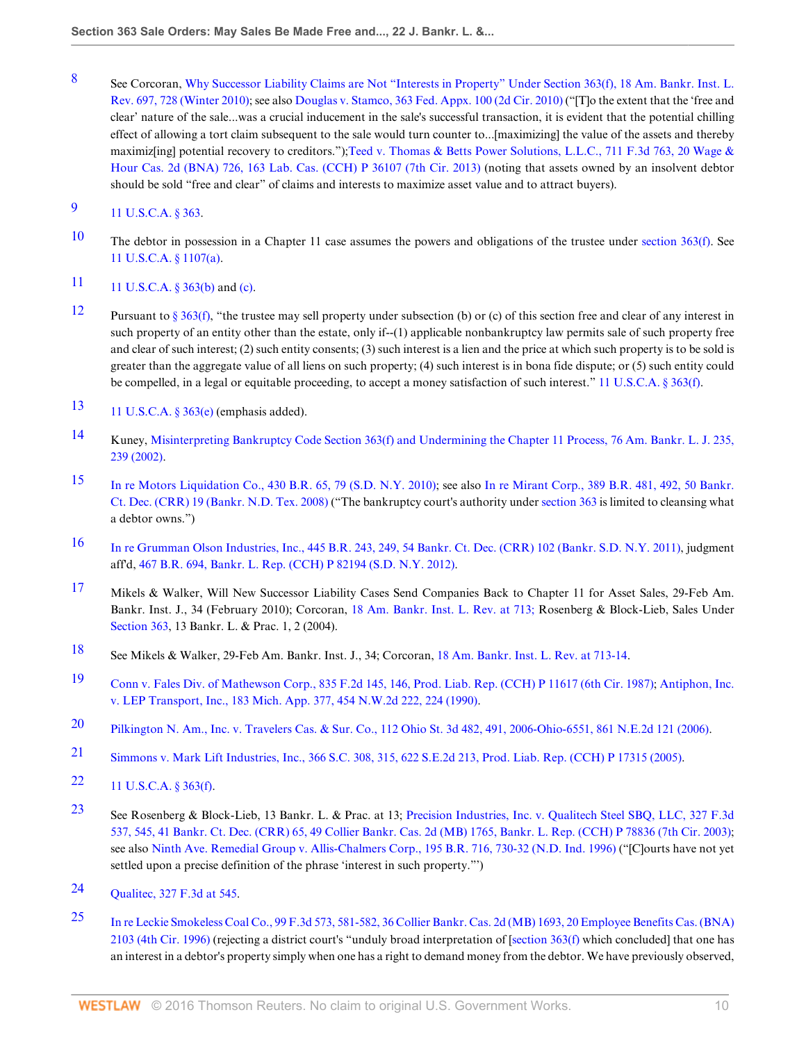8 See Corcoran, Why Successor Liability Claims are Not "Interests in Property" Under Section 363(f), 18 Am. Bankr. Inst. L. Rev. 697, 728 (Winter 2010); see also Douglas v. Stamco, 363 Fed. Appx. 100 (2d Cir. 2010) ("[T]o the extent that the 'free and clear' nature of the sale...was a crucial inducement in the sale's successful transaction, it is evident that the potential chilling effect of allowing a tort claim subsequent to the sale would turn counter to...[maximizing] the value of the assets and thereby maximiz[ing] potential recovery to creditors.");Teed v. Thomas & Betts Power Solutions, L.L.C., 711 F.3d 763, 20 Wage & Hour Cas. 2d (BNA) 726, 163 Lab. Cas. (CCH) P 36107 (7th Cir. 2013) (noting that assets owned by an insolvent debtor should be sold "free and clear" of claims and interests to maximize asset value and to attract buyers).

9 11 U.S.C.A. § 363.

10 The debtor in possession in a Chapter 11 case assumes the powers and obligations of the trustee under section 363(f). See 11 U.S.C.A. § 1107(a).

11 11 U.S.C.A. § 363(b) and (c).

12 Pursuant to § 363(f), "the trustee may sell property under subsection (b) or (c) of this section free and clear of any interest in such property of an entity other than the estate, only if--(1) applicable nonbankruptcy law permits sale of such property free and clear of such interest; (2) such entity consents; (3) such interest is a lien and the price at which such property is to be sold is greater than the aggregate value of all liens on such property; (4) such interest is in bona fide dispute; or (5) such entity could be compelled, in a legal or equitable proceeding, to accept a money satisfaction of such interest." 11 U.S.C.A. § 363(f).

13 11 U.S.C.A. § 363(e) (emphasis added).

14 Kuney, Misinterpreting Bankruptcy Code Section 363(f) and Undermining the Chapter 11 Process, 76 Am. Bankr. L. J. 235, 239 (2002).

15 In re Motors Liquidation Co., 430 B.R. 65, 79 (S.D. N.Y. 2010); see also In re Mirant Corp., 389 B.R. 481, 492, 50 Bankr. Ct. Dec. (CRR) 19 (Bankr. N.D. Tex. 2008) ("The bankruptcy court's authority under section 363 is limited to cleansing what a debtor owns.")

16 In re Grumman Olson Industries, Inc., 445 B.R. 243, 249, 54 Bankr. Ct. Dec. (CRR) 102 (Bankr. S.D. N.Y. 2011), judgment aff'd, 467 B.R. 694, Bankr. L. Rep. (CCH) P 82194 (S.D. N.Y. 2012).

17 Mikels & Walker, Will New Successor Liability Cases Send Companies Back to Chapter 11 for Asset Sales, 29-Feb Am. Bankr. Inst. J., 34 (February 2010); Corcoran, 18 Am. Bankr. Inst. L. Rev. at 713; Rosenberg & Block-Lieb, Sales Under Section 363, 13 Bankr. L. & Prac. 1, 2 (2004).

18 See Mikels & Walker, 29-Feb Am. Bankr. Inst. J., 34; Corcoran, 18 Am. Bankr. Inst. L. Rev. at 713-14.

19 Conn v. Fales Div. of Mathewson Corp., 835 F.2d 145, 146, Prod. Liab. Rep. (CCH) P 11617 (6th Cir. 1987); Antiphon, Inc. v. LEP Transport, Inc., 183 Mich. App. 377, 454 N.W.2d 222, 224 (1990).

20 Pilkington N. Am., Inc. v. Travelers Cas. & Sur. Co., 112 Ohio St. 3d 482, 491, 2006-Ohio-6551, 861 N.E.2d 121 (2006).

21 Simmons v. Mark Lift Industries, Inc., 366 S.C. 308, 315, 622 S.E.2d 213, Prod. Liab. Rep. (CCH) P 17315 (2005).

22 11 U.S.C.A. § 363(f).

23 See Rosenberg & Block-Lieb, 13 Bankr. L. & Prac. at 13; Precision Industries, Inc. v. Qualitech Steel SBQ, LLC, 327 F.3d 537, 545, 41 Bankr. Ct. Dec. (CRR) 65, 49 Collier Bankr. Cas. 2d (MB) 1765, Bankr. L. Rep. (CCH) P 78836 (7th Cir. 2003); see also Ninth Ave. Remedial Group v. Allis-Chalmers Corp., 195 B.R. 716, 730-32 (N.D. Ind. 1996) ("[C]ourts have not yet settled upon a precise definition of the phrase 'interest in such property.'")

24 Qualitec, 327 F.3d at 545.

25 In re Leckie Smokeless Coal Co., 99 F.3d 573, 581-582, 36 Collier Bankr. Cas. 2d (MB) 1693, 20 Employee Benefits Cas. (BNA) 2103 (4th Cir. 1996) (rejecting a district court's "unduly broad interpretation of [section 363(f) which concluded] that one has an interest in a debtor's property simply when one has a right to demand money from the debtor. We have previously observed,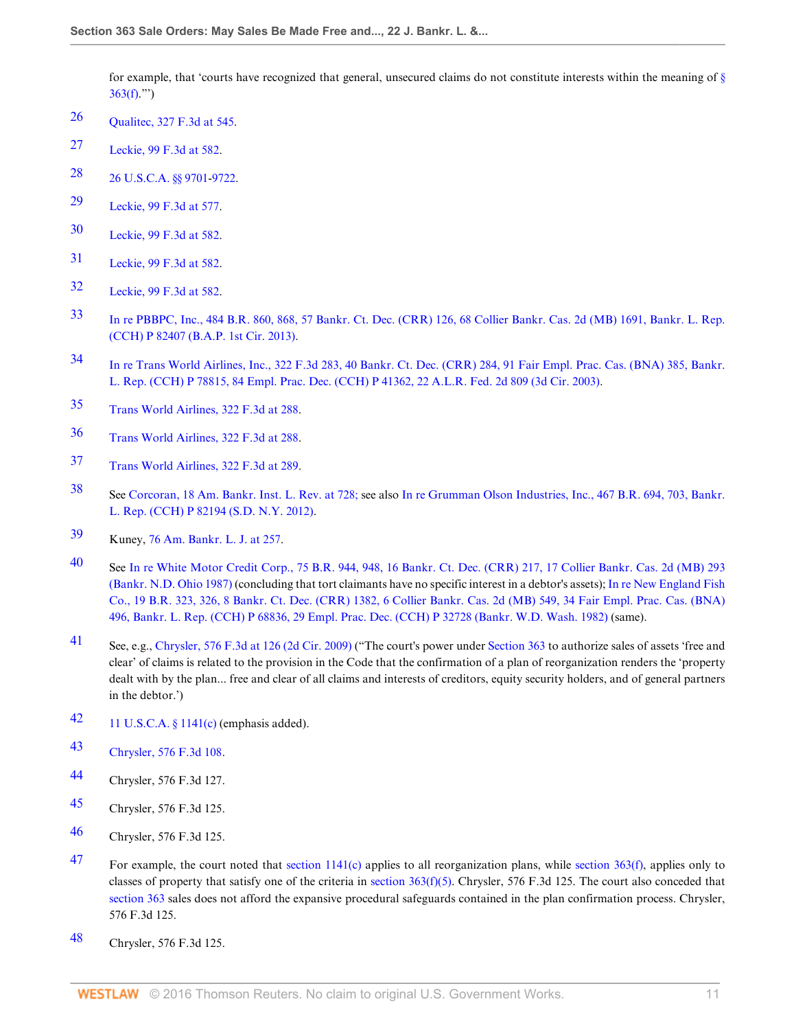for example, that 'courts have recognized that general, unsecured claims do not constitute interests within the meaning of § 363(f).'")

26 Qualitec, 327 F.3d at 545.

27 Leckie, 99 F.3d at 582.

28 26 U.S.C.A. §§ 9701-9722.

29 Leckie, 99 F.3d at 577.

30 Leckie, 99 F.3d at 582.

31 Leckie, 99 F.3d at 582.

32 Leckie, 99 F.3d at 582.

33 In re PBBPC, Inc., 484 B.R. 860, 868, 57 Bankr. Ct. Dec. (CRR) 126, 68 Collier Bankr. Cas. 2d (MB) 1691, Bankr. L. Rep. (CCH) P 82407 (B.A.P. 1st Cir. 2013).

34 In re Trans World Airlines, Inc., 322 F.3d 283, 40 Bankr. Ct. Dec. (CRR) 284, 91 Fair Empl. Prac. Cas. (BNA) 385, Bankr. L. Rep. (CCH) P 78815, 84 Empl. Prac. Dec. (CCH) P 41362, 22 A.L.R. Fed. 2d 809 (3d Cir. 2003).

35 Trans World Airlines, 322 F.3d at 288.

36 Trans World Airlines, 322 F.3d at 288.

37 Trans World Airlines, 322 F.3d at 289.

38 See Corcoran, 18 Am. Bankr. Inst. L. Rev. at 728; see also In re Grumman Olson Industries, Inc., 467 B.R. 694, 703, Bankr. L. Rep. (CCH) P 82194 (S.D. N.Y. 2012).

39 Kuney, 76 Am. Bankr. L. J. at 257.

40 See In re White Motor Credit Corp., 75 B.R. 944, 948, 16 Bankr. Ct. Dec. (CRR) 217, 17 Collier Bankr. Cas. 2d (MB) 293 (Bankr. N.D. Ohio 1987) (concluding that tort claimants have no specific interest in a debtor's assets); In re New England Fish Co., 19 B.R. 323, 326, 8 Bankr. Ct. Dec. (CRR) 1382, 6 Collier Bankr. Cas. 2d (MB) 549, 34 Fair Empl. Prac. Cas. (BNA) 496, Bankr. L. Rep. (CCH) P 68836, 29 Empl. Prac. Dec. (CCH) P 32728 (Bankr. W.D. Wash. 1982) (same).

41 See, e.g., Chrysler, 576 F.3d at 126 (2d Cir. 2009) ("The court's power under Section 363 to authorize sales of assets 'free and clear' of claims is related to the provision in the Code that the confirmation of a plan of reorganization renders the 'property dealt with by the plan... free and clear of all claims and interests of creditors, equity security holders, and of general partners in the debtor.')

42 11 U.S.C.A. § 1141(c) (emphasis added).

43 Chrysler, 576 F.3d 108.

44 Chrysler, 576 F.3d 127.

45 Chrysler, 576 F.3d 125.

46 Chrysler, 576 F.3d 125.

47 For example, the court noted that section 1141(c) applies to all reorganization plans, while section 363(f), applies only to classes of property that satisfy one of the criteria in section 363(f)(5). Chrysler, 576 F.3d 125. The court also conceded that section 363 sales does not afford the expansive procedural safeguards contained in the plan confirmation process. Chrysler, 576 F.3d 125.

48 Chrysler, 576 F.3d 125.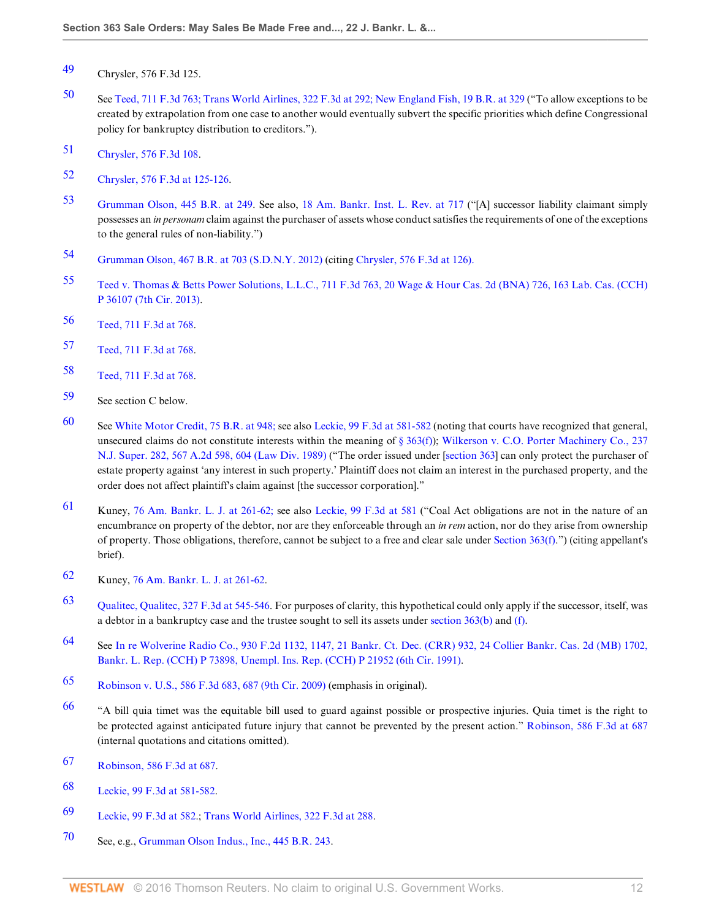49 Chrysler, 576 F.3d 125.

50 See Teed, 711 F.3d 763; Trans World Airlines, 322 F.3d at 292; New England Fish, 19 B.R. at 329 ("To allow exceptions to be created by extrapolation from one case to another would eventually subvert the specific priorities which define Congressional policy for bankruptcy distribution to creditors.").

51 Chrysler, 576 F.3d 108.

52 Chrysler, 576 F.3d at 125-126.

53 Grumman Olson, 445 B.R. at 249. See also, 18 Am. Bankr. Inst. L. Rev. at 717 ("[A] successor liability claimant simply possesses an *in personam* claim against the purchaser of assets whose conduct satisfies the requirements of one of the exceptions to the general rules of non-liability.")

54 Grumman Olson, 467 B.R. at 703 (S.D.N.Y. 2012) (citing Chrysler, 576 F.3d at 126).

55 Teed v. Thomas & Betts Power Solutions, L.L.C., 711 F.3d 763, 20 Wage & Hour Cas. 2d (BNA) 726, 163 Lab. Cas. (CCH) P 36107 (7th Cir. 2013).

56 Teed, 711 F.3d at 768.

57 Teed, 711 F.3d at 768.

58 Teed, 711 F.3d at 768.

59 See section C below.

60 See White Motor Credit, 75 B.R. at 948; see also Leckie, 99 F.3d at 581-582 (noting that courts have recognized that general, unsecured claims do not constitute interests within the meaning of § 363(f)); Wilkerson v. C.O. Porter Machinery Co., 237 N.J. Super. 282, 567 A.2d 598, 604 (Law Div. 1989) ("The order issued under [section 363] can only protect the purchaser of estate property against 'any interest in such property.' Plaintiff does not claim an interest in the purchased property, and the order does not affect plaintiff's claim against [the successor corporation]."

61 Kuney, 76 Am. Bankr. L. J. at 261-62; see also Leckie, 99 F.3d at 581 ("Coal Act obligations are not in the nature of an encumbrance on property of the debtor, nor are they enforceable through an *in rem* action, nor do they arise from ownership of property. Those obligations, therefore, cannot be subject to a free and clear sale under Section 363(f).") (citing appellant's brief).

62 Kuney, 76 Am. Bankr. L. J. at 261-62.

63 Qualitec, Qualitec, 327 F.3d at 545-546. For purposes of clarity, this hypothetical could only apply if the successor, itself, was a debtor in a bankruptcy case and the trustee sought to sell its assets under section 363(b) and (f).

64 See In re Wolverine Radio Co., 930 F.2d 1132, 1147, 21 Bankr. Ct. Dec. (CRR) 932, 24 Collier Bankr. Cas. 2d (MB) 1702, Bankr. L. Rep. (CCH) P 73898, Unempl. Ins. Rep. (CCH) P 21952 (6th Cir. 1991).

65 Robinson v. U.S., 586 F.3d 683, 687 (9th Cir. 2009) (emphasis in original).

66 "A bill quia timet was the equitable bill used to guard against possible or prospective injuries. Quia timet is the right to be protected against anticipated future injury that cannot be prevented by the present action." Robinson, 586 F.3d at 687 (internal quotations and citations omitted).

67 Robinson, 586 F.3d at 687.

68 Leckie, 99 F.3d at 581-582.

69 Leckie, 99 F.3d at 582.; Trans World Airlines, 322 F.3d at 288.

70 See, e.g., Grumman Olson Indus., Inc., 445 B.R. 243.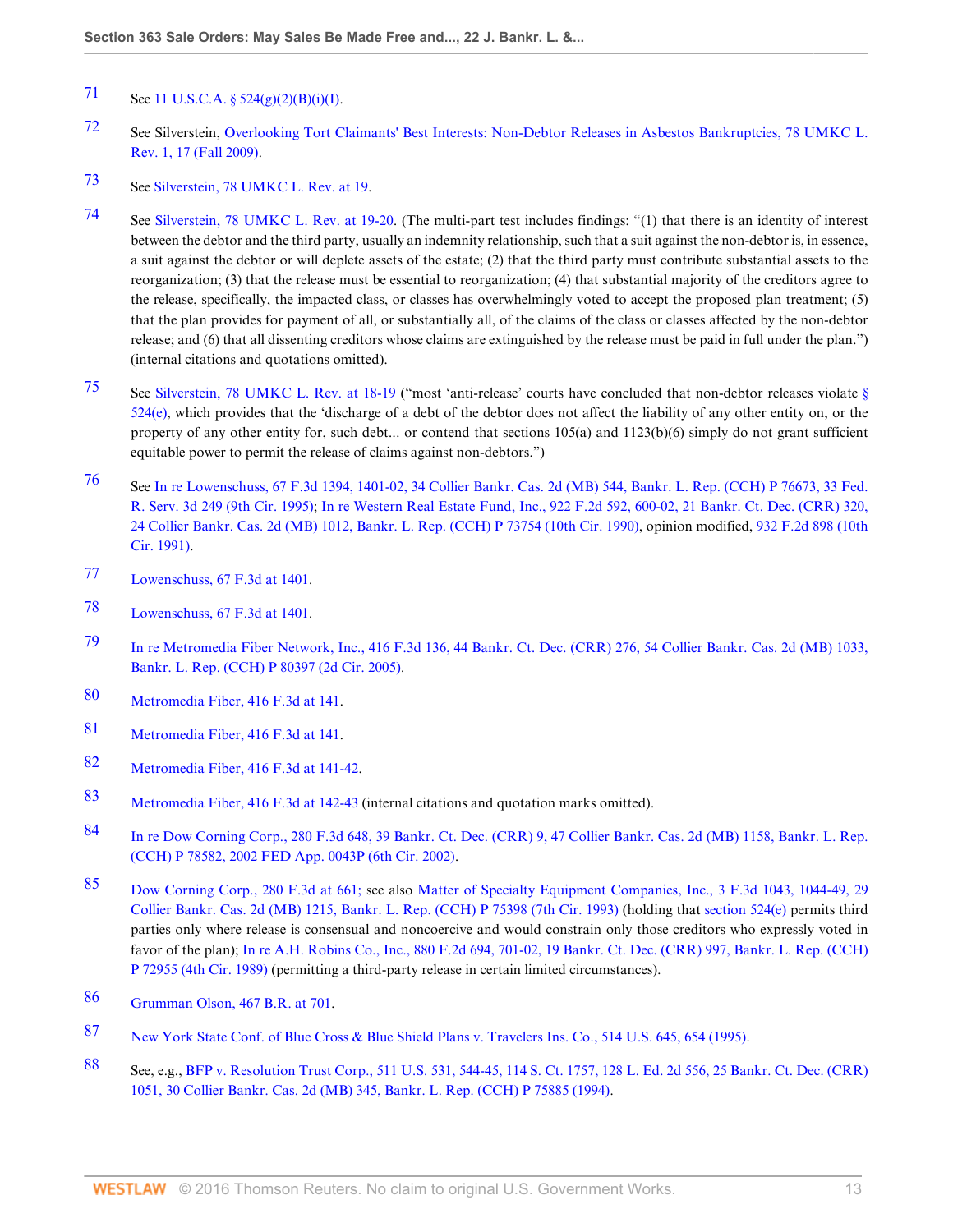71 See 11 U.S.C.A. § 524(g)(2)(B)(i)(I).

72 See Silverstein, Overlooking Tort Claimants' Best Interests: Non-Debtor Releases in Asbestos Bankruptcies, 78 UMKC L. Rev. 1, 17 (Fall 2009).

73 See Silverstein, 78 UMKC L. Rev. at 19.

74 See Silverstein, 78 UMKC L. Rev. at 19-20. (The multi-part test includes findings: "(1) that there is an identity of interest between the debtor and the third party, usually an indemnity relationship, such that a suit against the non-debtor is, in essence, a suit against the debtor or will deplete assets of the estate; (2) that the third party must contribute substantial assets to the reorganization; (3) that the release must be essential to reorganization; (4) that substantial majority of the creditors agree to the release, specifically, the impacted class, or classes has overwhelmingly voted to accept the proposed plan treatment; (5) that the plan provides for payment of all, or substantially all, of the claims of the class or classes affected by the non-debtor release; and (6) that all dissenting creditors whose claims are extinguished by the release must be paid in full under the plan.") (internal citations and quotations omitted).

75 See Silverstein, 78 UMKC L. Rev. at 18-19 ("most 'anti-release' courts have concluded that non-debtor releases violate § 524(e), which provides that the 'discharge of a debt of the debtor does not affect the liability of any other entity on, or the property of any other entity for, such debt... or contend that sections 105(a) and 1123(b)(6) simply do not grant sufficient equitable power to permit the release of claims against non-debtors.")

76 See In re Lowenschuss, 67 F.3d 1394, 1401-02, 34 Collier Bankr. Cas. 2d (MB) 544, Bankr. L. Rep. (CCH) P 76673, 33 Fed. R. Serv. 3d 249 (9th Cir. 1995); In re Western Real Estate Fund, Inc., 922 F.2d 592, 600-02, 21 Bankr. Ct. Dec. (CRR) 320, 24 Collier Bankr. Cas. 2d (MB) 1012, Bankr. L. Rep. (CCH) P 73754 (10th Cir. 1990), opinion modified, 932 F.2d 898 (10th Cir. 1991).

77 Lowenschuss, 67 F.3d at 1401.

78 Lowenschuss, 67 F.3d at 1401.

79 In re Metromedia Fiber Network, Inc., 416 F.3d 136, 44 Bankr. Ct. Dec. (CRR) 276, 54 Collier Bankr. Cas. 2d (MB) 1033, Bankr. L. Rep. (CCH) P 80397 (2d Cir. 2005).

80 Metromedia Fiber, 416 F.3d at 141.

81 Metromedia Fiber, 416 F.3d at 141.

82 Metromedia Fiber, 416 F.3d at 141-42.

83 Metromedia Fiber, 416 F.3d at 142-43 (internal citations and quotation marks omitted).

84 In re Dow Corning Corp., 280 F.3d 648, 39 Bankr. Ct. Dec. (CRR) 9, 47 Collier Bankr. Cas. 2d (MB) 1158, Bankr. L. Rep. (CCH) P 78582, 2002 FED App. 0043P (6th Cir. 2002).

85 Dow Corning Corp., 280 F.3d at 661; see also Matter of Specialty Equipment Companies, Inc., 3 F.3d 1043, 1044-49, 29 Collier Bankr. Cas. 2d (MB) 1215, Bankr. L. Rep. (CCH) P 75398 (7th Cir. 1993) (holding that section 524(e) permits third parties only where release is consensual and noncoercive and would constrain only those creditors who expressly voted in favor of the plan); In re A.H. Robins Co., Inc., 880 F.2d 694, 701-02, 19 Bankr. Ct. Dec. (CRR) 997, Bankr. L. Rep. (CCH) P 72955 (4th Cir. 1989) (permitting a third-party release in certain limited circumstances).

86 Grumman Olson, 467 B.R. at 701.

87 New York State Conf. of Blue Cross & Blue Shield Plans v. Travelers Ins. Co., 514 U.S. 645, 654 (1995).

88 See, e.g., BFP v. Resolution Trust Corp., 511 U.S. 531, 544-45, 114 S. Ct. 1757, 128 L. Ed. 2d 556, 25 Bankr. Ct. Dec. (CRR) 1051, 30 Collier Bankr. Cas. 2d (MB) 345, Bankr. L. Rep. (CCH) P 75885 (1994).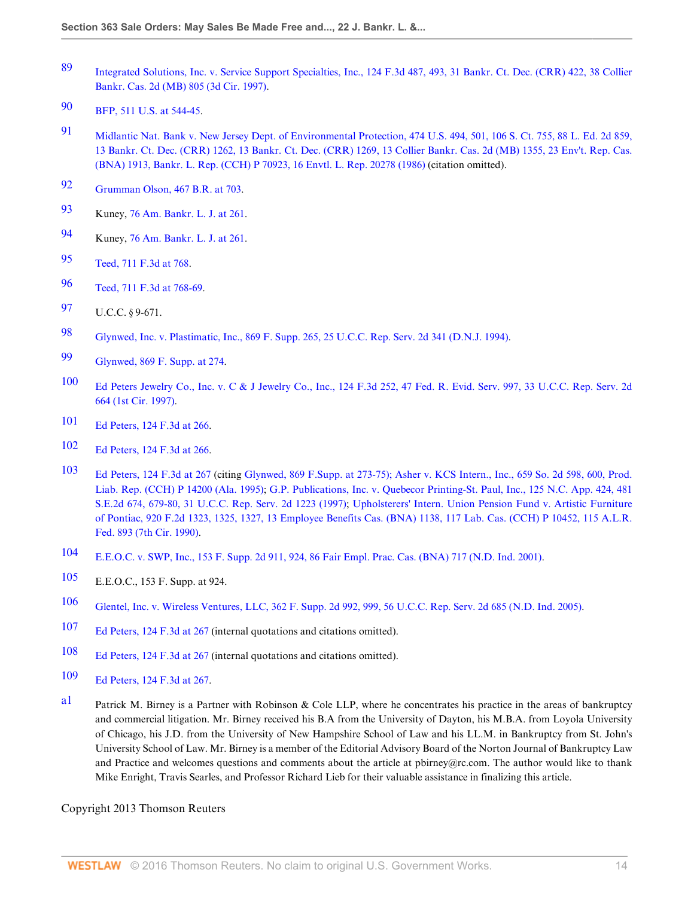89 Integrated Solutions, Inc. v. Service Support Specialties, Inc., 124 F.3d 487, 493, 31 Bankr. Ct. Dec. (CRR) 422, 38 Collier Bankr. Cas. 2d (MB) 805 (3d Cir. 1997).

90 BFP, 511 U.S. at 544-45.

91 Midlantic Nat. Bank v. New Jersey Dept. of Environmental Protection, 474 U.S. 494, 501, 106 S. Ct. 755, 88 L. Ed. 2d 859, 13 Bankr. Ct. Dec. (CRR) 1262, 13 Bankr. Ct. Dec. (CRR) 1269, 13 Collier Bankr. Cas. 2d (MB) 1355, 23 Env't. Rep. Cas. (BNA) 1913, Bankr. L. Rep. (CCH) P 70923, 16 Envtl. L. Rep. 20278 (1986) (citation omitted).

92 Grumman Olson, 467 B.R. at 703.

93 Kuney, 76 Am. Bankr. L. J. at 261.

94 Kuney, 76 Am. Bankr. L. J. at 261.

95 Teed, 711 F.3d at 768.

96 Teed, 711 F.3d at 768-69.

97 U.C.C. § 9-671.

98 Glynwed, Inc. v. Plastimatic, Inc., 869 F. Supp. 265, 25 U.C.C. Rep. Serv. 2d 341 (D.N.J. 1994).

99 Glynwed, 869 F. Supp. at 274.

100 Ed Peters Jewelry Co., Inc. v. C & J Jewelry Co., Inc., 124 F.3d 252, 47 Fed. R. Evid. Serv. 997, 33 U.C.C. Rep. Serv. 2d 664 (1st Cir. 1997).

101 Ed Peters, 124 F.3d at 266.

102 Ed Peters, 124 F.3d at 266.

103 Ed Peters, 124 F.3d at 267 (citing Glynwed, 869 F.Supp. at 273-75); Asher v. KCS Intern., Inc., 659 So. 2d 598, 600, Prod. Liab. Rep. (CCH) P 14200 (Ala. 1995); G.P. Publications, Inc. v. Quebecor Printing-St. Paul, Inc., 125 N.C. App. 424, 481 S.E.2d 674, 679-80, 31 U.C.C. Rep. Serv. 2d 1223 (1997); Upholsterers' Intern. Union Pension Fund v. Artistic Furniture of Pontiac, 920 F.2d 1323, 1325, 1327, 13 Employee Benefits Cas. (BNA) 1138, 117 Lab. Cas. (CCH) P 10452, 115 A.L.R. Fed. 893 (7th Cir. 1990).

104 E.E.O.C. v. SWP, Inc., 153 F. Supp. 2d 911, 924, 86 Fair Empl. Prac. Cas. (BNA) 717 (N.D. Ind. 2001).

105 E.E.O.C., 153 F. Supp. at 924.

106 Glentel, Inc. v. Wireless Ventures, LLC, 362 F. Supp. 2d 992, 999, 56 U.C.C. Rep. Serv. 2d 685 (N.D. Ind. 2005).

107 Ed Peters, 124 F.3d at 267 (internal quotations and citations omitted).

108 Ed Peters, 124 F.3d at 267 (internal quotations and citations omitted).

109 Ed Peters, 124 F.3d at 267.

a1 Patrick M. Birney is a Partner with Robinson & Cole LLP, where he concentrates his practice in the areas of bankruptcy and commercial litigation. Mr. Birney received his B.A from the University of Dayton, his M.B.A. from Loyola University of Chicago, his J.D. from the University of New Hampshire School of Law and his LL.M. in Bankruptcy from St. John's University School of Law. Mr. Birney is a member of the Editorial Advisory Board of the Norton Journal of Bankruptcy Law and Practice and welcomes questions and comments about the article at pbirney@rc.com. The author would like to thank Mike Enright, Travis Searles, and Professor Richard Lieb for their valuable assistance in finalizing this article.

Copyright 2013 Thomson Reuters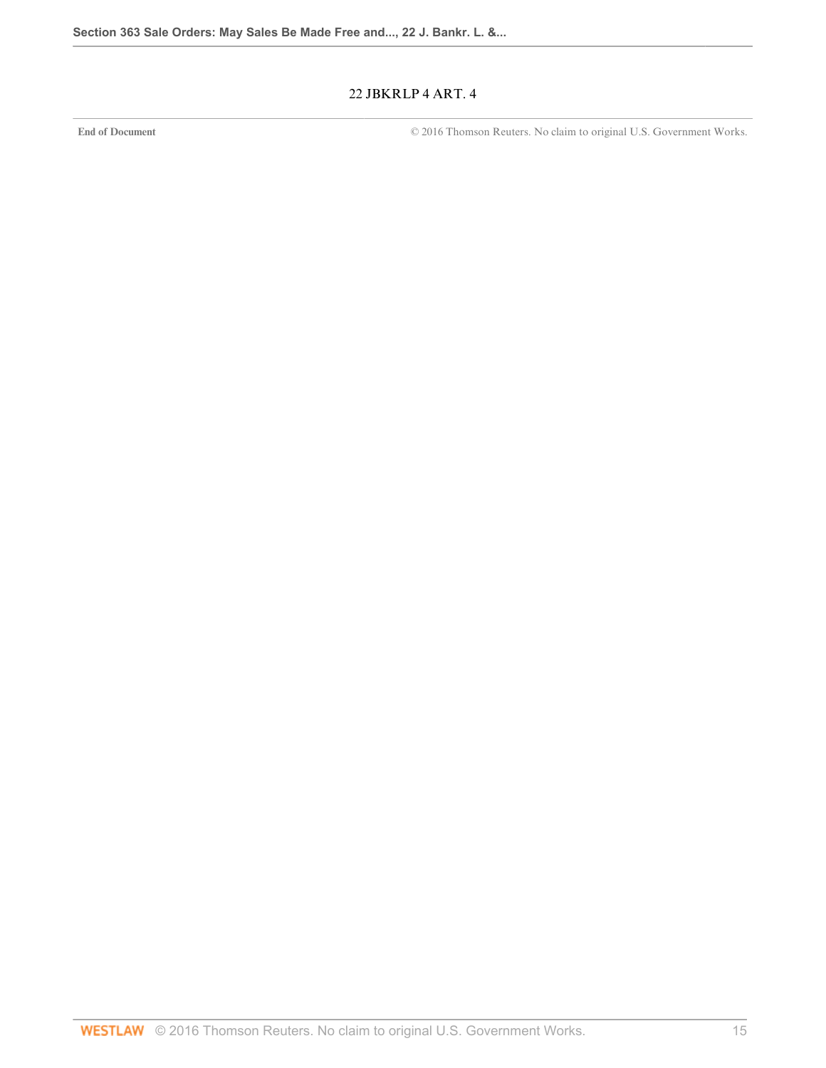22 JBKRLP 4 ART. 4

**End of Document** © 2016 Thomson Reuters. No claim to original U.S. Government Works.